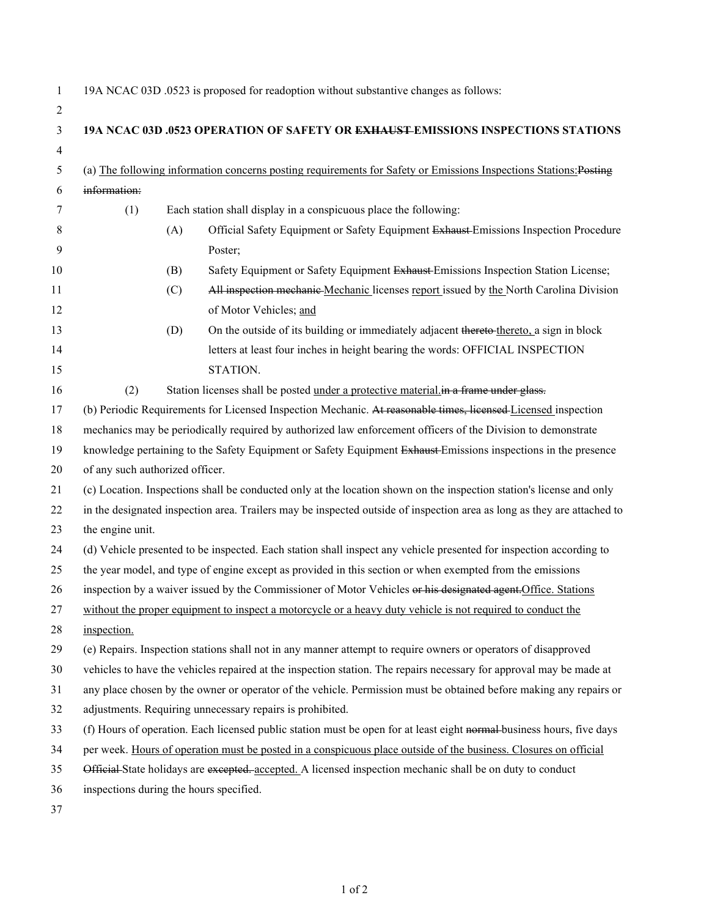19A NCAC 03D .0523 is proposed for readoption without substantive changes as follows:

**19A NCAC 03D .0523 OPERATION OF SAFETY OR ~~EXHAUST~~ EMISSIONS INSPECTIONS STATIONS**

(a) <u>The following information concerns posting requirements for Safety or Emissions Inspections Stations:</u>~~Posting information:~~

(1) Each station shall display in a conspicuous place the following:

(A) Official Safety Equipment or Safety Equipment ~~Exhaust~~ Emissions Inspection Procedure Poster;

(B) Safety Equipment or Safety Equipment ~~Exhaust~~ Emissions Inspection Station License;

(C) ~~All inspection mechanic~~ <u>Mechanic</u> licenses <u>report</u> issued by <u>the</u> North Carolina Division of Motor Vehicles; <u>and</u>

(D) On the outside of its building or immediately adjacent ~~thereto~~ <u>thereto,</u> a sign in block letters at least four inches in height bearing the words: OFFICIAL INSPECTION STATION.

(2) Station licenses shall be posted <u>under a protective material.</u>~~in a frame under glass.~~

(b) Periodic Requirements for Licensed Inspection Mechanic. ~~At reasonable times, licensed~~ <u>Licensed</u> inspection mechanics may be periodically required by authorized law enforcement officers of the Division to demonstrate knowledge pertaining to the Safety Equipment or Safety Equipment ~~Exhaust~~ Emissions inspections in the presence of any such authorized officer.

(c) Location. Inspections shall be conducted only at the location shown on the inspection station's license and only in the designated inspection area. Trailers may be inspected outside of inspection area as long as they are attached to the engine unit.

(d) Vehicle presented to be inspected. Each station shall inspect any vehicle presented for inspection according to the year model, and type of engine except as provided in this section or when exempted from the emissions inspection by a waiver issued by the Commissioner of Motor Vehicles ~~or his designated agent.~~<u>Office. Stations without the proper equipment to inspect a motorcycle or a heavy duty vehicle is not required to conduct the inspection.</u>

(e) Repairs. Inspection stations shall not in any manner attempt to require owners or operators of disapproved vehicles to have the vehicles repaired at the inspection station. The repairs necessary for approval may be made at any place chosen by the owner or operator of the vehicle. Permission must be obtained before making any repairs or adjustments. Requiring unnecessary repairs is prohibited.

(f) Hours of operation. Each licensed public station must be open for at least eight ~~normal~~ business hours, five days per week. <u>Hours of operation must be posted in a conspicuous place outside of the business. Closures on official</u> ~~Official~~ State holidays are ~~excepted.~~ <u>accepted.</u> A licensed inspection mechanic shall be on duty to conduct inspections during the hours specified.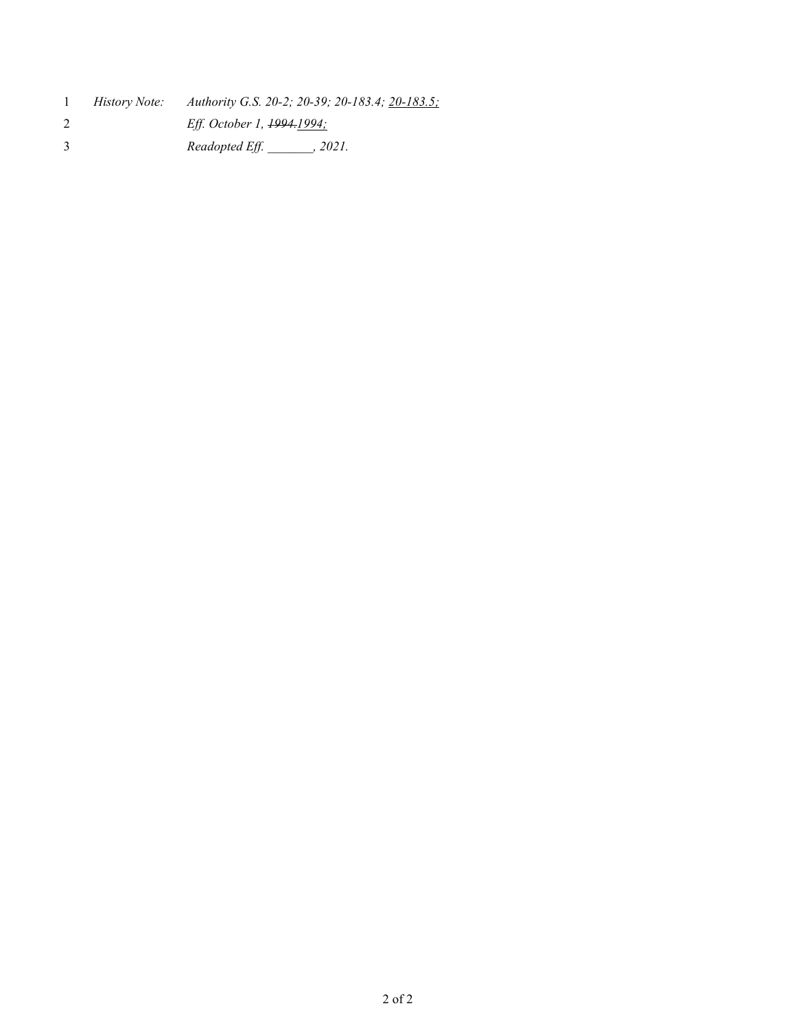*History Note: Authority G.S. 20-2; 20-39; 20-183.4; <u>20-183.5;</u>*
*Eff. October 1, ~~1994.~~<u>1994;</u>*
*Readopted Eff. \_\_\_\_\_\_\_, 2021.*